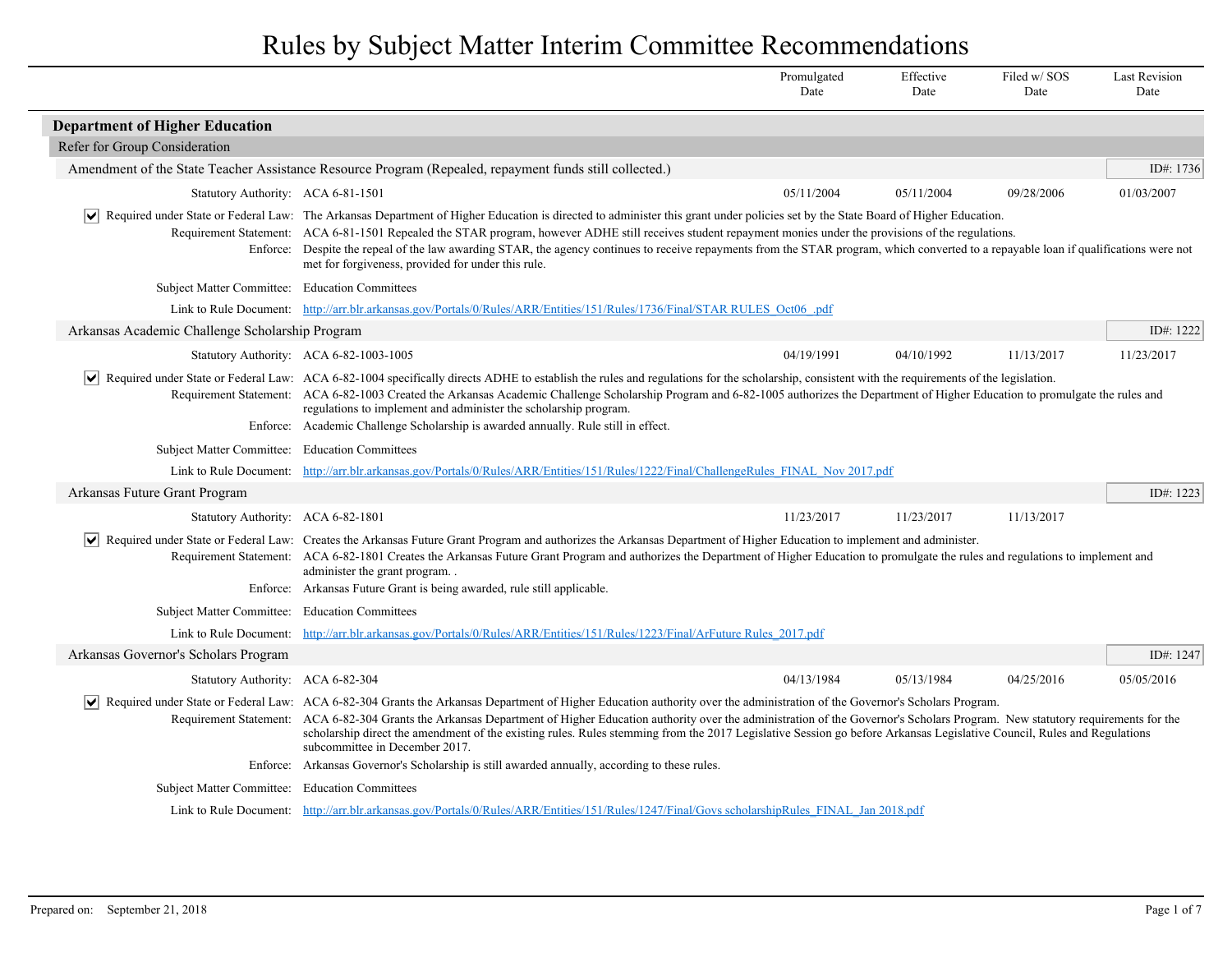# Rules by Subject Matter Interim Committee Recommendations

## Department of Higher Education

### Refer for Group Consideration

#### Amendment of the State Teacher Assistance Resource Program (Repealed, repayment funds still collected.)

ID#: 1736

| Statutory Authority | Promulgated Date | Effective Date | Filed w/ SOS Date | Last Revision Date |
|---|---|---|---|---|
| ACA 6-81-1501 | 05/11/2004 | 05/11/2004 | 09/28/2006 | 01/03/2007 |

☑ **Required under State or Federal Law:** The Arkansas Department of Higher Education is directed to administer this grant under policies set by the State Board of Higher Education.

**Requirement Statement:** ACA 6-81-1501 Repealed the STAR program, however ADHE still receives student repayment monies under the provisions of the regulations.

**Enforce:** Despite the repeal of the law awarding STAR, the agency continues to receive repayments from the STAR program, which converted to a repayable loan if qualifications were not met for forgiveness, provided for under this rule.

**Subject Matter Committee:** Education Committees

**Link to Rule Document:** http://arr.blr.arkansas.gov/Portals/0/Rules/ARR/Entities/151/Rules/1736/Final/STAR RULES_Oct06_.pdf

#### Arkansas Academic Challenge Scholarship Program

ID#: 1222

| Statutory Authority | Promulgated Date | Effective Date | Filed w/ SOS Date | Last Revision Date |
|---|---|---|---|---|
| ACA 6-82-1003-1005 | 04/19/1991 | 04/10/1992 | 11/13/2017 | 11/23/2017 |

☑ **Required under State or Federal Law:** ACA 6-82-1004 specifically directs ADHE to establish the rules and regulations for the scholarship, consistent with the requirements of the legislation.

**Requirement Statement:** ACA 6-82-1003 Created the Arkansas Academic Challenge Scholarship Program and 6-82-1005 authorizes the Department of Higher Education to promulgate the rules and regulations to implement and administer the scholarship program.

**Enforce:** Academic Challenge Scholarship is awarded annually. Rule still in effect.

**Subject Matter Committee:** Education Committees

**Link to Rule Document:** http://arr.blr.arkansas.gov/Portals/0/Rules/ARR/Entities/151/Rules/1222/Final/ChallengeRules_FINAL_Nov 2017.pdf

#### Arkansas Future Grant Program

ID#: 1223

| Statutory Authority | Promulgated Date | Effective Date | Filed w/ SOS Date | Last Revision Date |
|---|---|---|---|---|
| ACA 6-82-1801 | 11/23/2017 | 11/23/2017 | 11/13/2017 | |

☑ **Required under State or Federal Law:** Creates the Arkansas Future Grant Program and authorizes the Arkansas Department of Higher Education to implement and administer.

**Requirement Statement:** ACA 6-82-1801 Creates the Arkansas Future Grant Program and authorizes the Department of Higher Education to promulgate the rules and regulations to implement and administer the grant program. .

**Enforce:** Arkansas Future Grant is being awarded, rule still applicable.

**Subject Matter Committee:** Education Committees

**Link to Rule Document:** http://arr.blr.arkansas.gov/Portals/0/Rules/ARR/Entities/151/Rules/1223/Final/ArFuture Rules_2017.pdf

#### Arkansas Governor's Scholars Program

ID#: 1247

| Statutory Authority | Promulgated Date | Effective Date | Filed w/ SOS Date | Last Revision Date |
|---|---|---|---|---|
| ACA 6-82-304 | 04/13/1984 | 05/13/1984 | 04/25/2016 | 05/05/2016 |

☑ **Required under State or Federal Law:** ACA 6-82-304 Grants the Arkansas Department of Higher Education authority over the administration of the Governor's Scholars Program.

**Requirement Statement:** ACA 6-82-304 Grants the Arkansas Department of Higher Education authority over the administration of the Governor's Scholars Program. New statutory requirements for the scholarship direct the amendment of the existing rules. Rules stemming from the 2017 Legislative Session go before Arkansas Legislative Council, Rules and Regulations subcommittee in December 2017.

**Enforce:** Arkansas Governor's Scholarship is still awarded annually, according to these rules.

**Subject Matter Committee:** Education Committees

**Link to Rule Document:** http://arr.blr.arkansas.gov/Portals/0/Rules/ARR/Entities/151/Rules/1247/Final/Govs scholarshipRules_FINAL_Jan 2018.pdf

Prepared on: September 21, 2018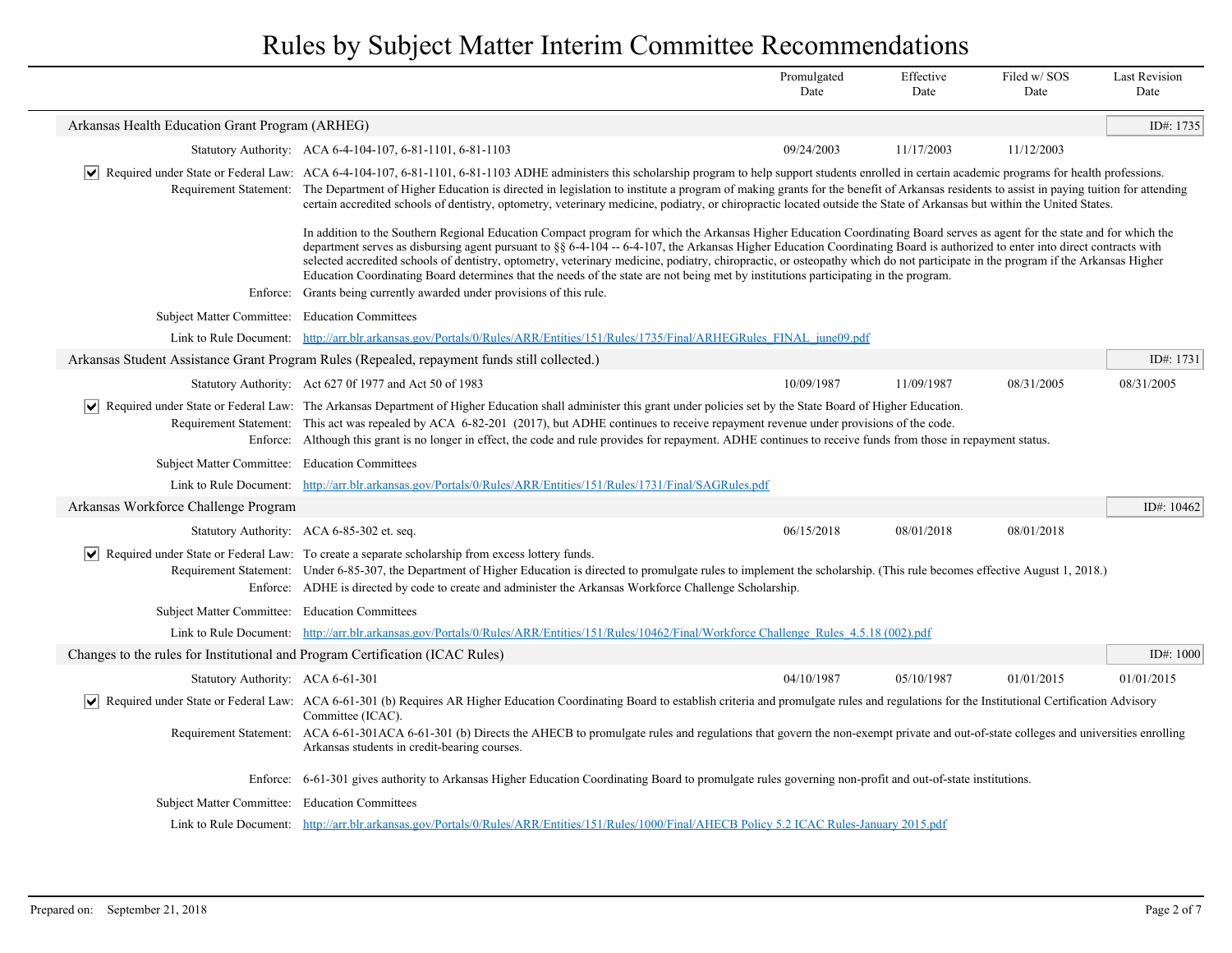# Rules by Subject Matter Interim Committee Recommendations

| | Promulgated Date | Effective Date | Filed w/ SOS Date | Last Revision Date |
|---|---|---|---|---|

## Arkansas Health Education Grant Program (ARHEG)

**ID#: 1735**

| | Promulgated Date | Effective Date | Filed w/ SOS Date | Last Revision Date |
|---|---|---|---|---|
| Statutory Authority: ACA 6-4-104-107, 6-81-1101, 6-81-1103 | 09/24/2003 | 11/17/2003 | 11/12/2003 | |

☑ **Required under State or Federal Law:** ACA 6-4-104-107, 6-81-1101, 6-81-1103 ADHE administers this scholarship program to help support students enrolled in certain academic programs for health professions.

**Requirement Statement:** The Department of Higher Education is directed in legislation to institute a program of making grants for the benefit of Arkansas residents to assist in paying tuition for attending certain accredited schools of dentistry, optometry, veterinary medicine, podiatry, or chiropractic located outside the State of Arkansas but within the United States.

In addition to the Southern Regional Education Compact program for which the Arkansas Higher Education Coordinating Board serves as agent for the state and for which the department serves as disbursing agent pursuant to §§ 6-4-104 -- 6-4-107, the Arkansas Higher Education Coordinating Board is authorized to enter into direct contracts with selected accredited schools of dentistry, optometry, veterinary medicine, podiatry, chiropractic, or osteopathy which do not participate in the program if the Arkansas Higher Education Coordinating Board determines that the needs of the state are not being met by institutions participating in the program.

**Enforce:** Grants being currently awarded under provisions of this rule.

**Subject Matter Committee:** Education Committees

**Link to Rule Document:** http://arr.blr.arkansas.gov/Portals/0/Rules/ARR/Entities/151/Rules/1735/Final/ARHEGRules_FINAL_june09.pdf

## Arkansas Student Assistance Grant Program Rules (Repealed, repayment funds still collected.)

**ID#: 1731**

| | Promulgated Date | Effective Date | Filed w/ SOS Date | Last Revision Date |
|---|---|---|---|---|
| Statutory Authority: Act 627 0f 1977 and Act 50 of 1983 | 10/09/1987 | 11/09/1987 | 08/31/2005 | 08/31/2005 |

☑ **Required under State or Federal Law:** The Arkansas Department of Higher Education shall administer this grant under policies set by the State Board of Higher Education.

**Requirement Statement:** This act was repealed by ACA 6-82-201 (2017), but ADHE continues to receive repayment revenue under provisions of the code.

**Enforce:** Although this grant is no longer in effect, the code and rule provides for repayment. ADHE continues to receive funds from those in repayment status.

**Subject Matter Committee:** Education Committees

**Link to Rule Document:** http://arr.blr.arkansas.gov/Portals/0/Rules/ARR/Entities/151/Rules/1731/Final/SAGRules.pdf

## Arkansas Workforce Challenge Program

**ID#: 10462**

| | Promulgated Date | Effective Date | Filed w/ SOS Date | Last Revision Date |
|---|---|---|---|---|
| Statutory Authority: ACA 6-85-302 et. seq. | 06/15/2018 | 08/01/2018 | 08/01/2018 | |

☑ **Required under State or Federal Law:** To create a separate scholarship from excess lottery funds.

**Requirement Statement:** Under 6-85-307, the Department of Higher Education is directed to promulgate rules to implement the scholarship. (This rule becomes effective August 1, 2018.)

**Enforce:** ADHE is directed by code to create and administer the Arkansas Workforce Challenge Scholarship.

**Subject Matter Committee:** Education Committees

**Link to Rule Document:** http://arr.blr.arkansas.gov/Portals/0/Rules/ARR/Entities/151/Rules/10462/Final/Workforce Challenge_Rules_4.5.18 (002).pdf

## Changes to the rules for Institutional and Program Certification (ICAC Rules)

**ID#: 1000**

| | Promulgated Date | Effective Date | Filed w/ SOS Date | Last Revision Date |
|---|---|---|---|---|
| Statutory Authority: ACA 6-61-301 | 04/10/1987 | 05/10/1987 | 01/01/2015 | 01/01/2015 |

☑ **Required under State or Federal Law:** ACA 6-61-301 (b) Requires AR Higher Education Coordinating Board to establish criteria and promulgate rules and regulations for the Institutional Certification Advisory Committee (ICAC).

**Requirement Statement:** ACA 6-61-301ACA 6-61-301 (b) Directs the AHECB to promulgate rules and regulations that govern the non-exempt private and out-of-state colleges and universities enrolling Arkansas students in credit-bearing courses.

**Enforce:** 6-61-301 gives authority to Arkansas Higher Education Coordinating Board to promulgate rules governing non-profit and out-of-state institutions.

**Subject Matter Committee:** Education Committees

**Link to Rule Document:** http://arr.blr.arkansas.gov/Portals/0/Rules/ARR/Entities/151/Rules/1000/Final/AHECB Policy 5.2 ICAC Rules-January 2015.pdf

Prepared on: September 21, 2018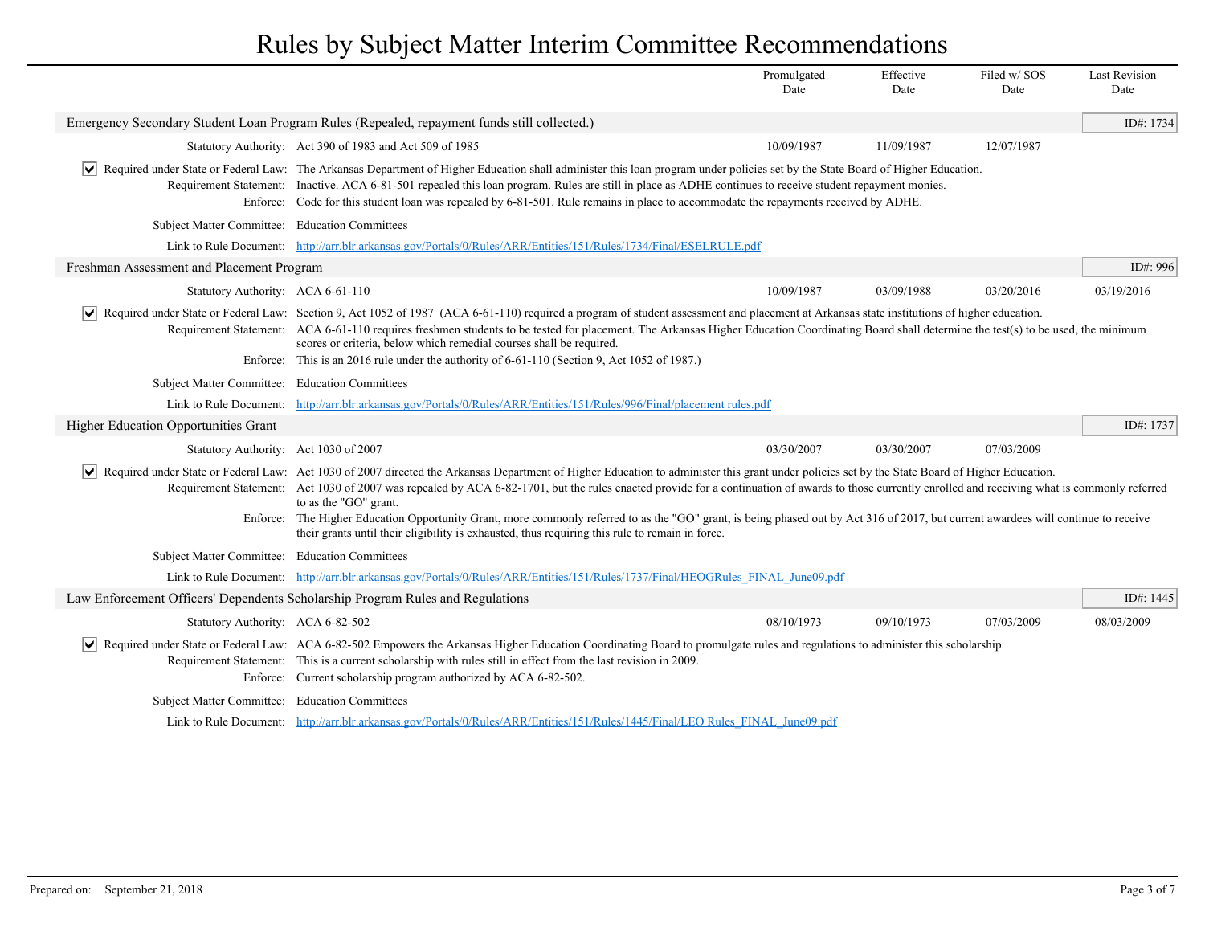# Rules by Subject Matter Interim Committee Recommendations

| | Promulgated Date | Effective Date | Filed w/ SOS Date | Last Revision Date |
|---|---|---|---|---|

## Emergency Secondary Student Loan Program Rules (Repealed, repayment funds still collected.)

**ID#: 1734**

| | Promulgated Date | Effective Date | Filed w/ SOS Date | Last Revision Date |
|---|---|---|---|---|
| Statutory Authority: Act 390 of 1983 and Act 509 of 1985 | 10/09/1987 | 11/09/1987 | 12/07/1987 | |

☑ **Required under State or Federal Law:** The Arkansas Department of Higher Education shall administer this loan program under policies set by the State Board of Higher Education.

**Requirement Statement:** Inactive. ACA 6-81-501 repealed this loan program. Rules are still in place as ADHE continues to receive student repayment monies.

**Enforce:** Code for this student loan was repealed by 6-81-501. Rule remains in place to accommodate the repayments received by ADHE.

**Subject Matter Committee:** Education Committees

**Link to Rule Document:** http://arr.blr.arkansas.gov/Portals/0/Rules/ARR/Entities/151/Rules/1734/Final/ESELRULE.pdf

## Freshman Assessment and Placement Program

**ID#: 996**

| | Promulgated Date | Effective Date | Filed w/ SOS Date | Last Revision Date |
|---|---|---|---|---|
| Statutory Authority: ACA 6-61-110 | 10/09/1987 | 03/09/1988 | 03/20/2016 | 03/19/2016 |

☑ **Required under State or Federal Law:** Section 9, Act 1052 of 1987 (ACA 6-61-110) required a program of student assessment and placement at Arkansas state institutions of higher education.

**Requirement Statement:** ACA 6-61-110 requires freshmen students to be tested for placement. The Arkansas Higher Education Coordinating Board shall determine the test(s) to be used, the minimum scores or criteria, below which remedial courses shall be required.

**Enforce:** This is an 2016 rule under the authority of 6-61-110 (Section 9, Act 1052 of 1987.)

**Subject Matter Committee:** Education Committees

**Link to Rule Document:** http://arr.blr.arkansas.gov/Portals/0/Rules/ARR/Entities/151/Rules/996/Final/placement rules.pdf

## Higher Education Opportunities Grant

**ID#: 1737**

| | Promulgated Date | Effective Date | Filed w/ SOS Date | Last Revision Date |
|---|---|---|---|---|
| Statutory Authority: Act 1030 of 2007 | 03/30/2007 | 03/30/2007 | 07/03/2009 | |

☑ **Required under State or Federal Law:** Act 1030 of 2007 directed the Arkansas Department of Higher Education to administer this grant under policies set by the State Board of Higher Education.

**Requirement Statement:** Act 1030 of 2007 was repealed by ACA 6-82-1701, but the rules enacted provide for a continuation of awards to those currently enrolled and receiving what is commonly referred to as the "GO" grant.

**Enforce:** The Higher Education Opportunity Grant, more commonly referred to as the "GO" grant, is being phased out by Act 316 of 2017, but current awardees will continue to receive their grants until their eligibility is exhausted, thus requiring this rule to remain in force.

**Subject Matter Committee:** Education Committees

**Link to Rule Document:** http://arr.blr.arkansas.gov/Portals/0/Rules/ARR/Entities/151/Rules/1737/Final/HEOGRules_FINAL_June09.pdf

## Law Enforcement Officers' Dependents Scholarship Program Rules and Regulations

**ID#: 1445**

| | Promulgated Date | Effective Date | Filed w/ SOS Date | Last Revision Date |
|---|---|---|---|---|
| Statutory Authority: ACA 6-82-502 | 08/10/1973 | 09/10/1973 | 07/03/2009 | 08/03/2009 |

☑ **Required under State or Federal Law:** ACA 6-82-502 Empowers the Arkansas Higher Education Coordinating Board to promulgate rules and regulations to administer this scholarship.

**Requirement Statement:** This is a current scholarship with rules still in effect from the last revision in 2009.

**Enforce:** Current scholarship program authorized by ACA 6-82-502.

**Subject Matter Committee:** Education Committees

**Link to Rule Document:** http://arr.blr.arkansas.gov/Portals/0/Rules/ARR/Entities/151/Rules/1445/Final/LEO Rules_FINAL_June09.pdf

Prepared on: September 21, 2018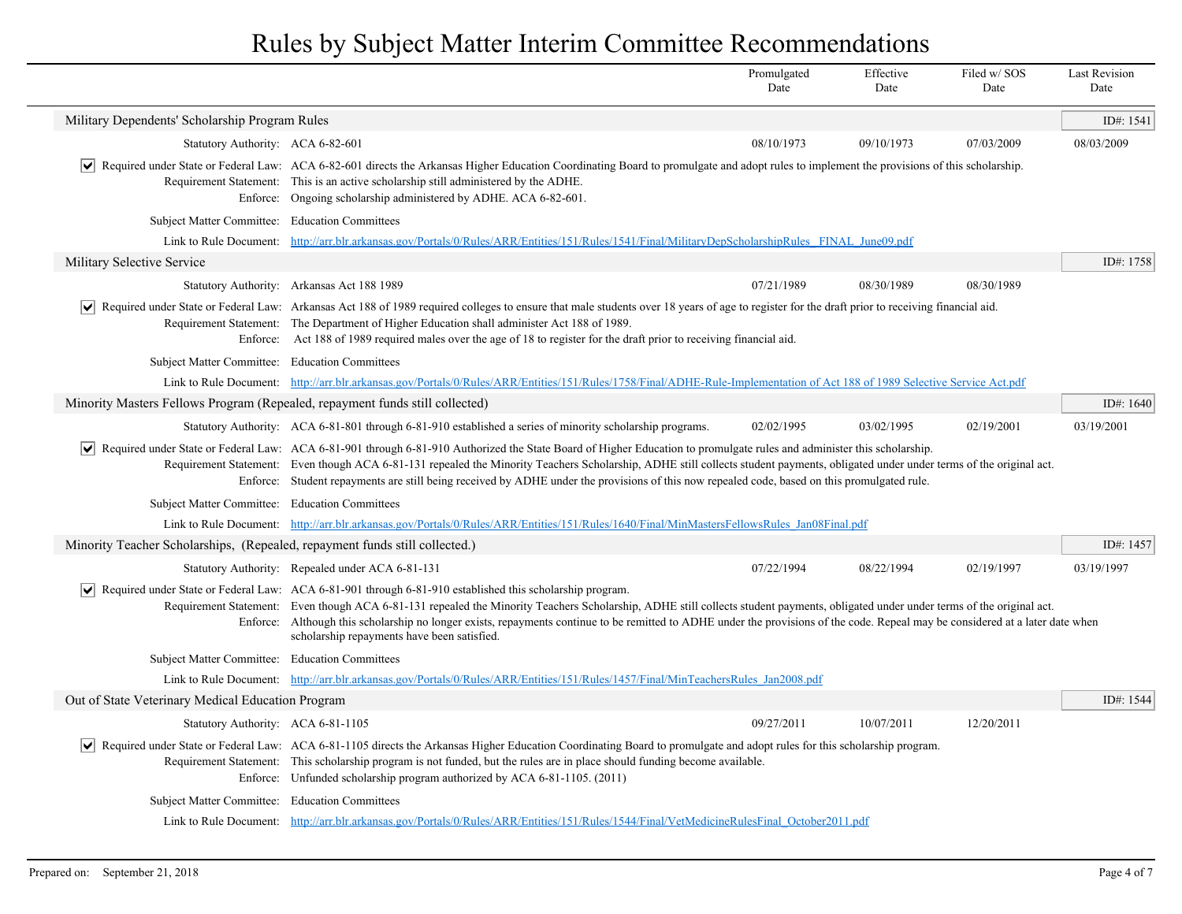# Rules by Subject Matter Interim Committee Recommendations

| | Promulgated Date | Effective Date | Filed w/ SOS Date | Last Revision Date |
|---|---|---|---|---|

## Military Dependents' Scholarship Program Rules

**ID#: 1541**

| | Promulgated Date | Effective Date | Filed w/ SOS Date | Last Revision Date |
|---|---|---|---|---|
| Statutory Authority: ACA 6-82-601 | 08/10/1973 | 09/10/1973 | 07/03/2009 | 08/03/2009 |

- [x] Required under State or Federal Law: ACA 6-82-601 directs the Arkansas Higher Education Coordinating Board to promulgate and adopt rules to implement the provisions of this scholarship.

Requirement Statement: This is an active scholarship still administered by the ADHE.

Enforce: Ongoing scholarship administered by ADHE. ACA 6-82-601.

Subject Matter Committee: Education Committees

Link to Rule Document: http://arr.blr.arkansas.gov/Portals/0/Rules/ARR/Entities/151/Rules/1541/Final/MilitaryDepScholarshipRules_FINAL_June09.pdf

## Military Selective Service

**ID#: 1758**

| | Promulgated Date | Effective Date | Filed w/ SOS Date | Last Revision Date |
|---|---|---|---|---|
| Statutory Authority: Arkansas Act 188 1989 | 07/21/1989 | 08/30/1989 | 08/30/1989 | |

- [x] Required under State or Federal Law: Arkansas Act 188 of 1989 required colleges to ensure that male students over 18 years of age to register for the draft prior to receiving financial aid.

Requirement Statement: The Department of Higher Education shall administer Act 188 of 1989.

Enforce: Act 188 of 1989 required males over the age of 18 to register for the draft prior to receiving financial aid.

Subject Matter Committee: Education Committees

Link to Rule Document: http://arr.blr.arkansas.gov/Portals/0/Rules/ARR/Entities/151/Rules/1758/Final/ADHE-Rule-Implementation of Act 188 of 1989 Selective Service Act.pdf

## Minority Masters Fellows Program (Repealed, repayment funds still collected)

**ID#: 1640**

| | Promulgated Date | Effective Date | Filed w/ SOS Date | Last Revision Date |
|---|---|---|---|---|
| Statutory Authority: ACA 6-81-801 through 6-81-910 established a series of minority scholarship programs. | 02/02/1995 | 03/02/1995 | 02/19/2001 | 03/19/2001 |

- [x] Required under State or Federal Law: ACA 6-81-901 through 6-81-910 Authorized the State Board of Higher Education to promulgate rules and administer this scholarship.

Requirement Statement: Even though ACA 6-81-131 repealed the Minority Teachers Scholarship, ADHE still collects student payments, obligated under under terms of the original act.

Enforce: Student repayments are still being received by ADHE under the provisions of this now repealed code, based on this promulgated rule.

Subject Matter Committee: Education Committees

Link to Rule Document: http://arr.blr.arkansas.gov/Portals/0/Rules/ARR/Entities/151/Rules/1640/Final/MinMastersFellowsRules_Jan08Final.pdf

## Minority Teacher Scholarships, (Repealed, repayment funds still collected.)

**ID#: 1457**

| | Promulgated Date | Effective Date | Filed w/ SOS Date | Last Revision Date |
|---|---|---|---|---|
| Statutory Authority: Repealed under ACA 6-81-131 | 07/22/1994 | 08/22/1994 | 02/19/1997 | 03/19/1997 |

- [x] Required under State or Federal Law: ACA 6-81-901 through 6-81-910 established this scholarship program.

Requirement Statement: Even though ACA 6-81-131 repealed the Minority Teachers Scholarship, ADHE still collects student payments, obligated under under terms of the original act.

Enforce: Although this scholarship no longer exists, repayments continue to be remitted to ADHE under the provisions of the code. Repeal may be considered at a later date when scholarship repayments have been satisfied.

Subject Matter Committee: Education Committees

Link to Rule Document: http://arr.blr.arkansas.gov/Portals/0/Rules/ARR/Entities/151/Rules/1457/Final/MinTeachersRules_Jan2008.pdf

## Out of State Veterinary Medical Education Program

**ID#: 1544**

| | Promulgated Date | Effective Date | Filed w/ SOS Date | Last Revision Date |
|---|---|---|---|---|
| Statutory Authority: ACA 6-81-1105 | 09/27/2011 | 10/07/2011 | 12/20/2011 | |

- [x] Required under State or Federal Law: ACA 6-81-1105 directs the Arkansas Higher Education Coordinating Board to promulgate and adopt rules for this scholarship program.

Requirement Statement: This scholarship program is not funded, but the rules are in place should funding become available.

Enforce: Unfunded scholarship program authorized by ACA 6-81-1105. (2011)

Subject Matter Committee: Education Committees

Link to Rule Document: http://arr.blr.arkansas.gov/Portals/0/Rules/ARR/Entities/151/Rules/1544/Final/VetMedicineRulesFinal_October2011.pdf

Prepared on: September 21, 2018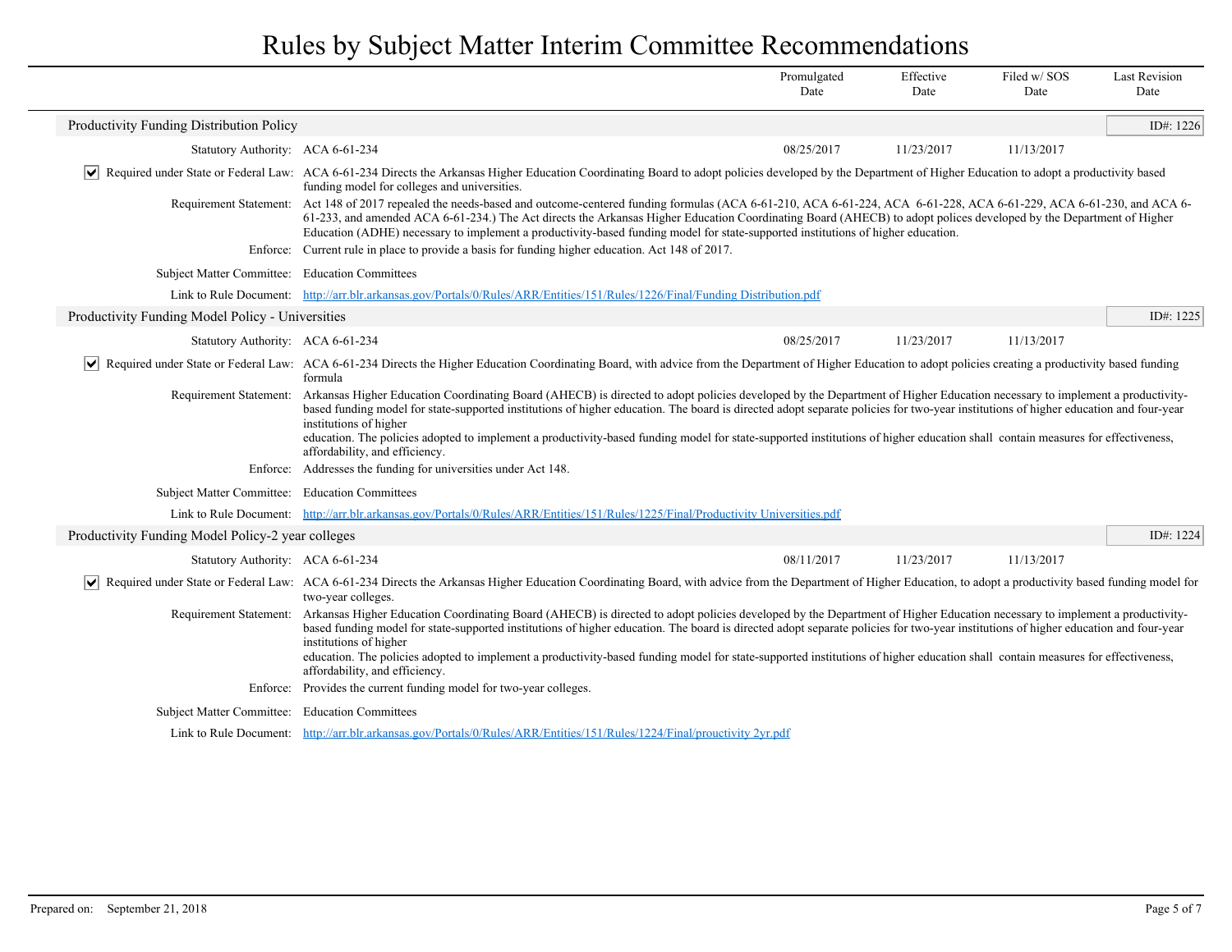# Rules by Subject Matter Interim Committee Recommendations

| | Promulgated Date | Effective Date | Filed w/ SOS Date | Last Revision Date |
|---|---|---|---|---|

## Productivity Funding Distribution Policy

ID#: 1226

| | Promulgated Date | Effective Date | Filed w/ SOS Date | Last Revision Date |
|---|---|---|---|---|
| Statutory Authority: ACA 6-61-234 | 08/25/2017 | 11/23/2017 | 11/13/2017 | |

☑ **Required under State or Federal Law:** ACA 6-61-234 Directs the Arkansas Higher Education Coordinating Board to adopt policies developed by the Department of Higher Education to adopt a productivity based funding model for colleges and universities.

**Requirement Statement:** Act 148 of 2017 repealed the needs-based and outcome-centered funding formulas (ACA 6-61-210, ACA 6-61-224, ACA 6-61-228, ACA 6-61-229, ACA 6-61-230, and ACA 6-61-233, and amended ACA 6-61-234.) The Act directs the Arkansas Higher Education Coordinating Board (AHECB) to adopt polices developed by the Department of Higher Education (ADHE) necessary to implement a productivity-based funding model for state-supported institutions of higher education.

**Enforce:** Current rule in place to provide a basis for funding higher education. Act 148 of 2017.

**Subject Matter Committee:** Education Committees

**Link to Rule Document:** [http://arr.blr.arkansas.gov/Portals/0/Rules/ARR/Entities/151/Rules/1226/Final/Funding Distribution.pdf](http://arr.blr.arkansas.gov/Portals/0/Rules/ARR/Entities/151/Rules/1226/Final/Funding Distribution.pdf)

## Productivity Funding Model Policy - Universities

ID#: 1225

| | Promulgated Date | Effective Date | Filed w/ SOS Date | Last Revision Date |
|---|---|---|---|---|
| Statutory Authority: ACA 6-61-234 | 08/25/2017 | 11/23/2017 | 11/13/2017 | |

☑ **Required under State or Federal Law:** ACA 6-61-234 Directs the Higher Education Coordinating Board, with advice from the Department of Higher Education to adopt policies creating a productivity based funding formula

**Requirement Statement:** Arkansas Higher Education Coordinating Board (AHECB) is directed to adopt policies developed by the Department of Higher Education necessary to implement a productivity-based funding model for state-supported institutions of higher education. The board is directed adopt separate policies for two-year institutions of higher education and four-year institutions of higher
education. The policies adopted to implement a productivity-based funding model for state-supported institutions of higher education shall contain measures for effectiveness, affordability, and efficiency.

**Enforce:** Addresses the funding for universities under Act 148.

**Subject Matter Committee:** Education Committees

**Link to Rule Document:** [http://arr.blr.arkansas.gov/Portals/0/Rules/ARR/Entities/151/Rules/1225/Final/Productivity Universities.pdf](http://arr.blr.arkansas.gov/Portals/0/Rules/ARR/Entities/151/Rules/1225/Final/Productivity Universities.pdf)

## Productivity Funding Model Policy-2 year colleges

ID#: 1224

| | Promulgated Date | Effective Date | Filed w/ SOS Date | Last Revision Date |
|---|---|---|---|---|
| Statutory Authority: ACA 6-61-234 | 08/11/2017 | 11/23/2017 | 11/13/2017 | |

☑ **Required under State or Federal Law:** ACA 6-61-234 Directs the Arkansas Higher Education Coordinating Board, with advice from the Department of Higher Education, to adopt a productivity based funding model for two-year colleges.

**Requirement Statement:** Arkansas Higher Education Coordinating Board (AHECB) is directed to adopt policies developed by the Department of Higher Education necessary to implement a productivity-based funding model for state-supported institutions of higher education. The board is directed adopt separate policies for two-year institutions of higher education and four-year institutions of higher
education. The policies adopted to implement a productivity-based funding model for state-supported institutions of higher education shall contain measures for effectiveness, affordability, and efficiency.

**Enforce:** Provides the current funding model for two-year colleges.

**Subject Matter Committee:** Education Committees

**Link to Rule Document:** [http://arr.blr.arkansas.gov/Portals/0/Rules/ARR/Entities/151/Rules/1224/Final/prouctivity 2yr.pdf](http://arr.blr.arkansas.gov/Portals/0/Rules/ARR/Entities/151/Rules/1224/Final/prouctivity 2yr.pdf)

Prepared on: September 21, 2018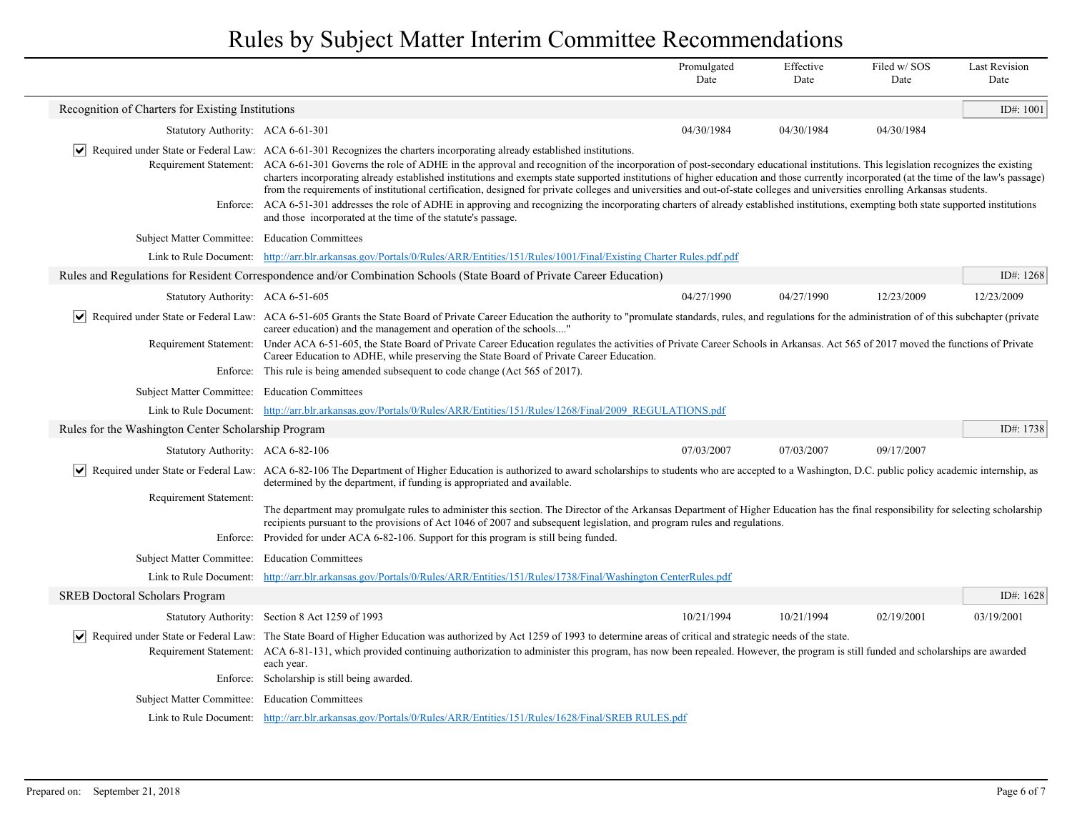# Rules by Subject Matter Interim Committee Recommendations

| | Promulgated Date | Effective Date | Filed w/ SOS Date | Last Revision Date |
|---|---|---|---|---|

## Recognition of Charters for Existing Institutions

**ID#: 1001**

| | Promulgated Date | Effective Date | Filed w/ SOS Date | Last Revision Date |
|---|---|---|---|---|
| Statutory Authority: ACA 6-61-301 | 04/30/1984 | 04/30/1984 | 04/30/1984 | |

☑ **Required under State or Federal Law:** ACA 6-61-301 Recognizes the charters incorporating already established institutions.

**Requirement Statement:** ACA 6-61-301 Governs the role of ADHE in the approval and recognition of the incorporation of post-secondary educational institutions. This legislation recognizes the existing charters incorporating already established institutions and exempts state supported institutions of higher education and those currently incorporated (at the time of the law's passage) from the requirements of institutional certification, designed for private colleges and universities and out-of-state colleges and universities enrolling Arkansas students.

**Enforce:** ACA 6-51-301 addresses the role of ADHE in approving and recognizing the incorporating charters of already established institutions, exempting both state supported institutions and those incorporated at the time of the statute's passage.

**Subject Matter Committee:** Education Committees

**Link to Rule Document:** http://arr.blr.arkansas.gov/Portals/0/Rules/ARR/Entities/151/Rules/1001/Final/Existing Charter Rules.pdf

## Rules and Regulations for Resident Correspondence and/or Combination Schools (State Board of Private Career Education)

**ID#: 1268**

| | Promulgated Date | Effective Date | Filed w/ SOS Date | Last Revision Date |
|---|---|---|---|---|
| Statutory Authority: ACA 6-51-605 | 04/27/1990 | 04/27/1990 | 12/23/2009 | 12/23/2009 |

☑ **Required under State or Federal Law:** ACA 6-51-605 Grants the State Board of Private Career Education the authority to "promulate standards, rules, and regulations for the administration of of this subchapter (private career education) and the management and operation of the schools...."

**Requirement Statement:** Under ACA 6-51-605, the State Board of Private Career Education regulates the activities of Private Career Schools in Arkansas. Act 565 of 2017 moved the functions of Private Career Education to ADHE, while preserving the State Board of Private Career Education.

**Enforce:** This rule is being amended subsequent to code change (Act 565 of 2017).

**Subject Matter Committee:** Education Committees

**Link to Rule Document:** http://arr.blr.arkansas.gov/Portals/0/Rules/ARR/Entities/151/Rules/1268/Final/2009_REGULATIONS.pdf

## Rules for the Washington Center Scholarship Program

**ID#: 1738**

| | Promulgated Date | Effective Date | Filed w/ SOS Date | Last Revision Date |
|---|---|---|---|---|
| Statutory Authority: ACA 6-82-106 | 07/03/2007 | 07/03/2007 | 09/17/2007 | |

☑ **Required under State or Federal Law:** ACA 6-82-106 The Department of Higher Education is authorized to award scholarships to students who are accepted to a Washington, D.C. public policy academic internship, as determined by the department, if funding is appropriated and available.

**Requirement Statement:** The department may promulgate rules to administer this section. The Director of the Arkansas Department of Higher Education has the final responsibility for selecting scholarship recipients pursuant to the provisions of Act 1046 of 2007 and subsequent legislation, and program rules and regulations.

**Enforce:** Provided for under ACA 6-82-106. Support for this program is still being funded.

**Subject Matter Committee:** Education Committees

**Link to Rule Document:** http://arr.blr.arkansas.gov/Portals/0/Rules/ARR/Entities/151/Rules/1738/Final/Washington CenterRules.pdf

## SREB Doctoral Scholars Program

**ID#: 1628**

| | Promulgated Date | Effective Date | Filed w/ SOS Date | Last Revision Date |
|---|---|---|---|---|
| Statutory Authority: Section 8 Act 1259 of 1993 | 10/21/1994 | 10/21/1994 | 02/19/2001 | 03/19/2001 |

☑ **Required under State or Federal Law:** The State Board of Higher Education was authorized by Act 1259 of 1993 to determine areas of critical and strategic needs of the state.

**Requirement Statement:** ACA 6-81-131, which provided continuing authorization to administer this program, has now been repealed. However, the program is still funded and scholarships are awarded each year.

**Enforce:** Scholarship is still being awarded.

**Subject Matter Committee:** Education Committees

**Link to Rule Document:** http://arr.blr.arkansas.gov/Portals/0/Rules/ARR/Entities/151/Rules/1628/Final/SREB RULES.pdf

Prepared on: September 21, 2018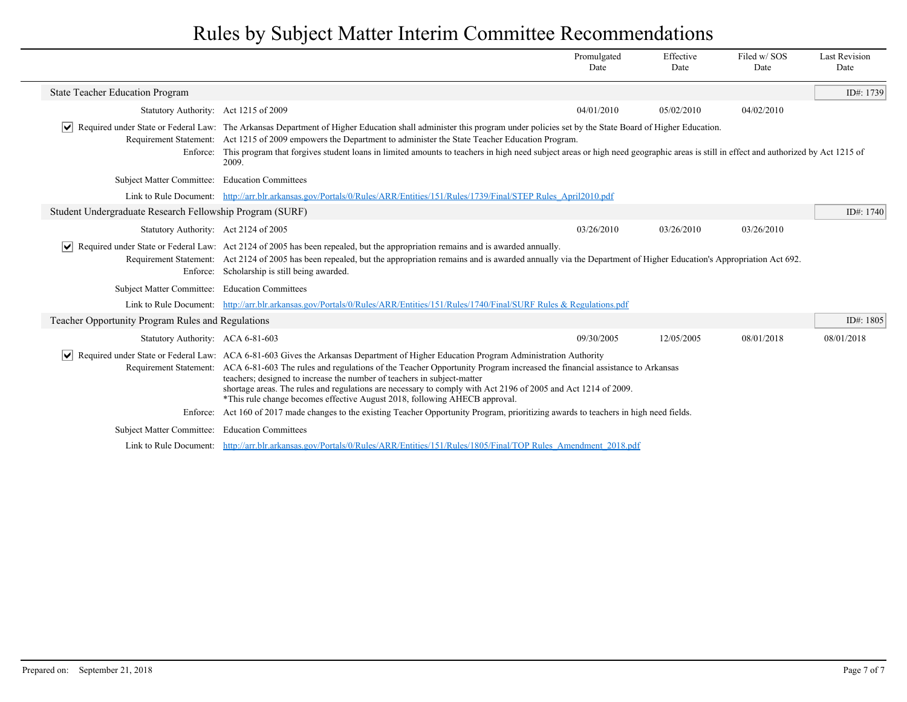# Rules by Subject Matter Interim Committee Recommendations

| | Promulgated Date | Effective Date | Filed w/ SOS Date | Last Revision Date |
|---|---|---|---|---|

## State Teacher Education Program

ID#: 1739

| | | Promulgated Date | Effective Date | Filed w/ SOS Date | Last Revision Date |
|---|---|---|---|---|---|
| Statutory Authority: | Act 1215 of 2009 | 04/01/2010 | 05/02/2010 | 04/02/2010 | |

☑ **Required under State or Federal Law:** The Arkansas Department of Higher Education shall administer this program under policies set by the State Board of Higher Education.

**Requirement Statement:** Act 1215 of 2009 empowers the Department to administer the State Teacher Education Program.

**Enforce:** This program that forgives student loans in limited amounts to teachers in high need subject areas or high need geographic areas is still in effect and authorized by Act 1215 of 2009.

**Subject Matter Committee:** Education Committees

**Link to Rule Document:** [http://arr.blr.arkansas.gov/Portals/0/Rules/ARR/Entities/151/Rules/1739/Final/STEP Rules_April2010.pdf](http://arr.blr.arkansas.gov/Portals/0/Rules/ARR/Entities/151/Rules/1739/Final/STEP Rules_April2010.pdf)

## Student Undergraduate Research Fellowship Program (SURF)

ID#: 1740

| | | Promulgated Date | Effective Date | Filed w/ SOS Date | Last Revision Date |
|---|---|---|---|---|---|
| Statutory Authority: | Act 2124 of 2005 | 03/26/2010 | 03/26/2010 | 03/26/2010 | |

☑ **Required under State or Federal Law:** Act 2124 of 2005 has been repealed, but the appropriation remains and is awarded annually.

**Requirement Statement:** Act 2124 of 2005 has been repealed, but the appropriation remains and is awarded annually via the Department of Higher Education's Appropriation Act 692.

**Enforce:** Scholarship is still being awarded.

**Subject Matter Committee:** Education Committees

**Link to Rule Document:** [http://arr.blr.arkansas.gov/Portals/0/Rules/ARR/Entities/151/Rules/1740/Final/SURF Rules & Regulations.pdf](http://arr.blr.arkansas.gov/Portals/0/Rules/ARR/Entities/151/Rules/1740/Final/SURF Rules & Regulations.pdf)

## Teacher Opportunity Program Rules and Regulations

ID#: 1805

| | | Promulgated Date | Effective Date | Filed w/ SOS Date | Last Revision Date |
|---|---|---|---|---|---|
| Statutory Authority: | ACA 6-81-603 | 09/30/2005 | 12/05/2005 | 08/01/2018 | 08/01/2018 |

☑ **Required under State or Federal Law:** ACA 6-81-603 Gives the Arkansas Department of Higher Education Program Administration Authority

**Requirement Statement:** ACA 6-81-603 The rules and regulations of the Teacher Opportunity Program increased the financial assistance to Arkansas teachers; designed to increase the number of teachers in subject-matter shortage areas. The rules and regulations are necessary to comply with Act 2196 of 2005 and Act 1214 of 2009.
*This rule change becomes effective August 2018, following AHECB approval.

**Enforce:** Act 160 of 2017 made changes to the existing Teacher Opportunity Program, prioritizing awards to teachers in high need fields.

**Subject Matter Committee:** Education Committees

**Link to Rule Document:** [http://arr.blr.arkansas.gov/Portals/0/Rules/ARR/Entities/151/Rules/1805/Final/TOP Rules_Amendment_2018.pdf](http://arr.blr.arkansas.gov/Portals/0/Rules/ARR/Entities/151/Rules/1805/Final/TOP Rules_Amendment_2018.pdf)

Prepared on: September 21, 2018